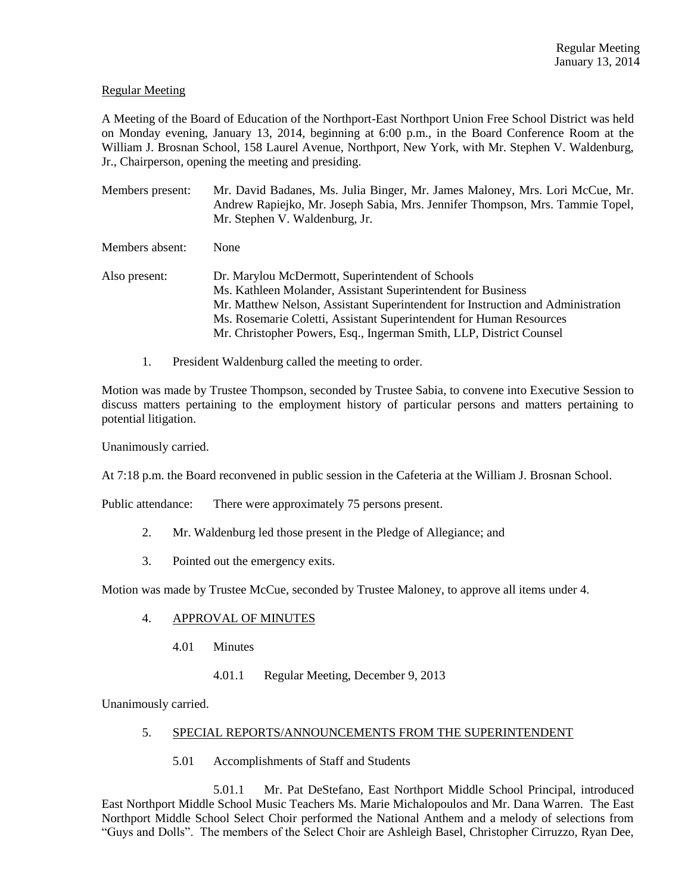Regular Meeting
January 13, 2014

Regular Meeting

A Meeting of the Board of Education of the Northport-East Northport Union Free School District was held on Monday evening, January 13, 2014, beginning at 6:00 p.m., in the Board Conference Room at the William J. Brosnan School, 158 Laurel Avenue, Northport, New York, with Mr. Stephen V. Waldenburg, Jr., Chairperson, opening the meeting and presiding.

Members present: Mr. David Badanes, Ms. Julia Binger, Mr. James Maloney, Mrs. Lori McCue, Mr. Andrew Rapiejko, Mr. Joseph Sabia, Mrs. Jennifer Thompson, Mrs. Tammie Topel, Mr. Stephen V. Waldenburg, Jr.

Members absent: None

Also present: Dr. Marylou McDermott, Superintendent of Schools
Ms. Kathleen Molander, Assistant Superintendent for Business
Mr. Matthew Nelson, Assistant Superintendent for Instruction and Administration
Ms. Rosemarie Coletti, Assistant Superintendent for Human Resources
Mr. Christopher Powers, Esq., Ingerman Smith, LLP, District Counsel

1. President Waldenburg called the meeting to order.

Motion was made by Trustee Thompson, seconded by Trustee Sabia, to convene into Executive Session to discuss matters pertaining to the employment history of particular persons and matters pertaining to potential litigation.

Unanimously carried.

At 7:18 p.m. the Board reconvened in public session in the Cafeteria at the William J. Brosnan School.

Public attendance: There were approximately 75 persons present.

2. Mr. Waldenburg led those present in the Pledge of Allegiance; and

3. Pointed out the emergency exits.

Motion was made by Trustee McCue, seconded by Trustee Maloney, to approve all items under 4.

4. APPROVAL OF MINUTES

4.01 Minutes

4.01.1 Regular Meeting, December 9, 2013

Unanimously carried.

5. SPECIAL REPORTS/ANNOUNCEMENTS FROM THE SUPERINTENDENT

5.01 Accomplishments of Staff and Students

5.01.1 Mr. Pat DeStefano, East Northport Middle School Principal, introduced East Northport Middle School Music Teachers Ms. Marie Michalopoulos and Mr. Dana Warren. The East Northport Middle School Select Choir performed the National Anthem and a melody of selections from "Guys and Dolls". The members of the Select Choir are Ashleigh Basel, Christopher Cirruzzo, Ryan Dee,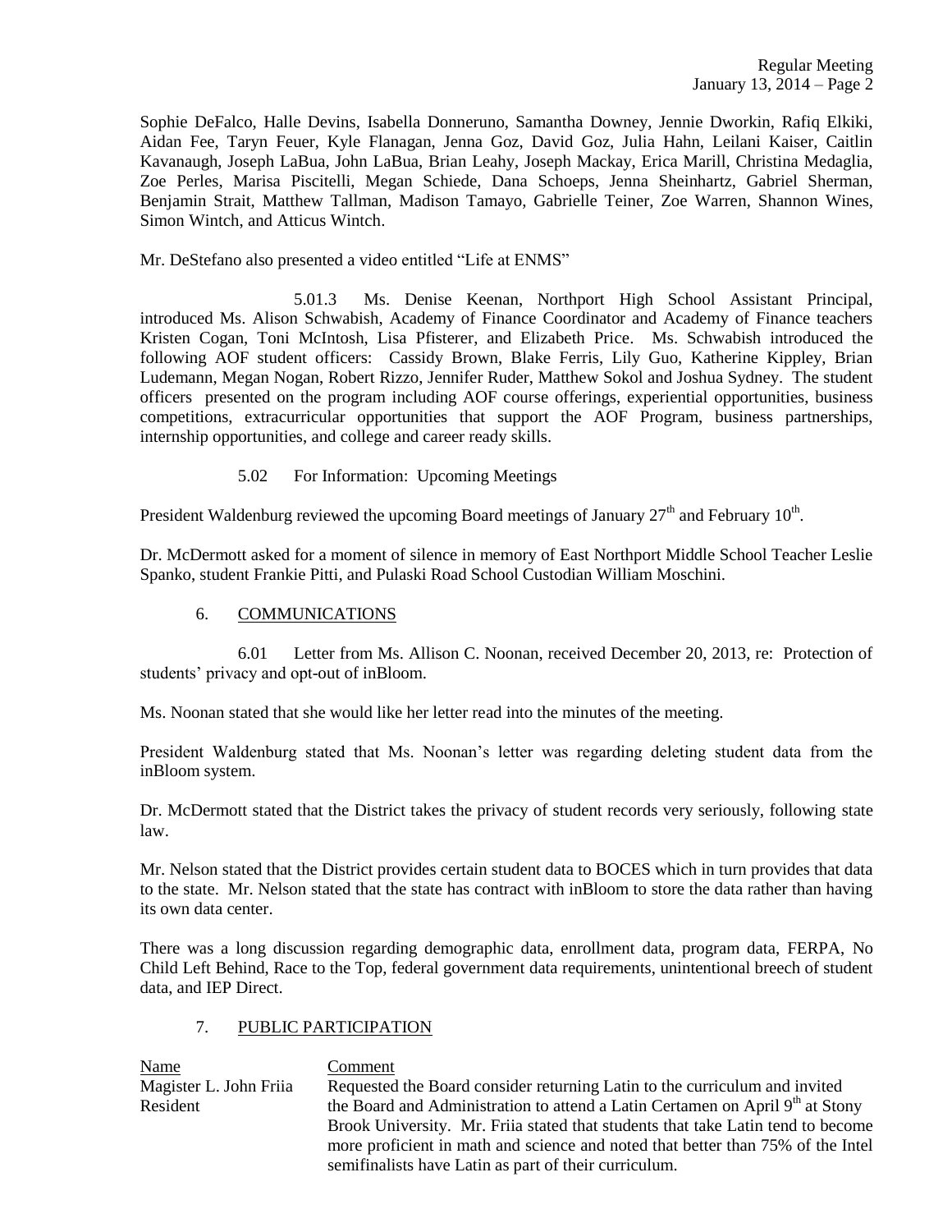Sophie DeFalco, Halle Devins, Isabella Donneruno, Samantha Downey, Jennie Dworkin, Rafiq Elkiki, Aidan Fee, Taryn Feuer, Kyle Flanagan, Jenna Goz, David Goz, Julia Hahn, Leilani Kaiser, Caitlin Kavanaugh, Joseph LaBua, John LaBua, Brian Leahy, Joseph Mackay, Erica Marill, Christina Medaglia, Zoe Perles, Marisa Piscitelli, Megan Schiede, Dana Schoeps, Jenna Sheinhartz, Gabriel Sherman, Benjamin Strait, Matthew Tallman, Madison Tamayo, Gabrielle Teiner, Zoe Warren, Shannon Wines, Simon Wintch, and Atticus Wintch.

Mr. DeStefano also presented a video entitled "Life at ENMS"

5.01.3 Ms. Denise Keenan, Northport High School Assistant Principal, introduced Ms. Alison Schwabish, Academy of Finance Coordinator and Academy of Finance teachers Kristen Cogan, Toni McIntosh, Lisa Pfisterer, and Elizabeth Price. Ms. Schwabish introduced the following AOF student officers: Cassidy Brown, Blake Ferris, Lily Guo, Katherine Kippley, Brian Ludemann, Megan Nogan, Robert Rizzo, Jennifer Ruder, Matthew Sokol and Joshua Sydney. The student officers presented on the program including AOF course offerings, experiential opportunities, business competitions, extracurricular opportunities that support the AOF Program, business partnerships, internship opportunities, and college and career ready skills.

5.02 For Information: Upcoming Meetings

President Waldenburg reviewed the upcoming Board meetings of January 27th and February 10th.

Dr. McDermott asked for a moment of silence in memory of East Northport Middle School Teacher Leslie Spanko, student Frankie Pitti, and Pulaski Road School Custodian William Moschini.

6. COMMUNICATIONS

6.01 Letter from Ms. Allison C. Noonan, received December 20, 2013, re: Protection of students' privacy and opt-out of inBloom.

Ms. Noonan stated that she would like her letter read into the minutes of the meeting.

President Waldenburg stated that Ms. Noonan's letter was regarding deleting student data from the inBloom system.

Dr. McDermott stated that the District takes the privacy of student records very seriously, following state law.

Mr. Nelson stated that the District provides certain student data to BOCES which in turn provides that data to the state. Mr. Nelson stated that the state has contract with inBloom to store the data rather than having its own data center.

There was a long discussion regarding demographic data, enrollment data, program data, FERPA, No Child Left Behind, Race to the Top, federal government data requirements, unintentional breech of student data, and IEP Direct.

7. PUBLIC PARTICIPATION

| Name | Comment |
|---|---|
| Magister L. John Friia<br>Resident | Requested the Board consider returning Latin to the curriculum and invited the Board and Administration to attend a Latin Certamen on April 9th at Stony Brook University. Mr. Friia stated that students that take Latin tend to become more proficient in math and science and noted that better than 75% of the Intel semifinalists have Latin as part of their curriculum. |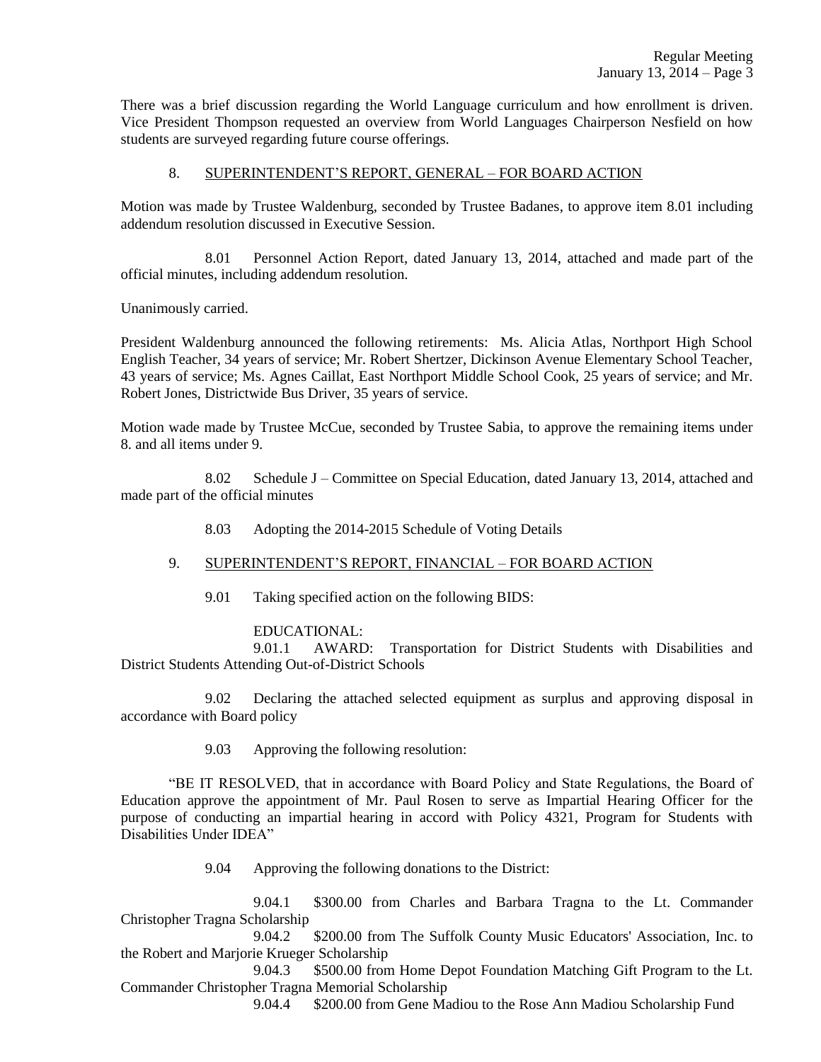There was a brief discussion regarding the World Language curriculum and how enrollment is driven. Vice President Thompson requested an overview from World Languages Chairperson Nesfield on how students are surveyed regarding future course offerings.

8. SUPERINTENDENT'S REPORT, GENERAL – FOR BOARD ACTION

Motion was made by Trustee Waldenburg, seconded by Trustee Badanes, to approve item 8.01 including addendum resolution discussed in Executive Session.

8.01 Personnel Action Report, dated January 13, 2014, attached and made part of the official minutes, including addendum resolution.

Unanimously carried.

President Waldenburg announced the following retirements: Ms. Alicia Atlas, Northport High School English Teacher, 34 years of service; Mr. Robert Shertzer, Dickinson Avenue Elementary School Teacher, 43 years of service; Ms. Agnes Caillat, East Northport Middle School Cook, 25 years of service; and Mr. Robert Jones, Districtwide Bus Driver, 35 years of service.

Motion wade made by Trustee McCue, seconded by Trustee Sabia, to approve the remaining items under 8. and all items under 9.

8.02 Schedule J – Committee on Special Education, dated January 13, 2014, attached and made part of the official minutes

8.03 Adopting the 2014-2015 Schedule of Voting Details

9. SUPERINTENDENT'S REPORT, FINANCIAL – FOR BOARD ACTION

9.01 Taking specified action on the following BIDS:

EDUCATIONAL:

9.01.1 AWARD: Transportation for District Students with Disabilities and District Students Attending Out-of-District Schools

9.02 Declaring the attached selected equipment as surplus and approving disposal in accordance with Board policy

9.03 Approving the following resolution:

"BE IT RESOLVED, that in accordance with Board Policy and State Regulations, the Board of Education approve the appointment of Mr. Paul Rosen to serve as Impartial Hearing Officer for the purpose of conducting an impartial hearing in accord with Policy 4321, Program for Students with Disabilities Under IDEA"

9.04 Approving the following donations to the District:

9.04.1 $300.00 from Charles and Barbara Tragna to the Lt. Commander Christopher Tragna Scholarship

9.04.2 $200.00 from The Suffolk County Music Educators' Association, Inc. to the Robert and Marjorie Krueger Scholarship

9.04.3 $500.00 from Home Depot Foundation Matching Gift Program to the Lt. Commander Christopher Tragna Memorial Scholarship

9.04.4 $200.00 from Gene Madiou to the Rose Ann Madiou Scholarship Fund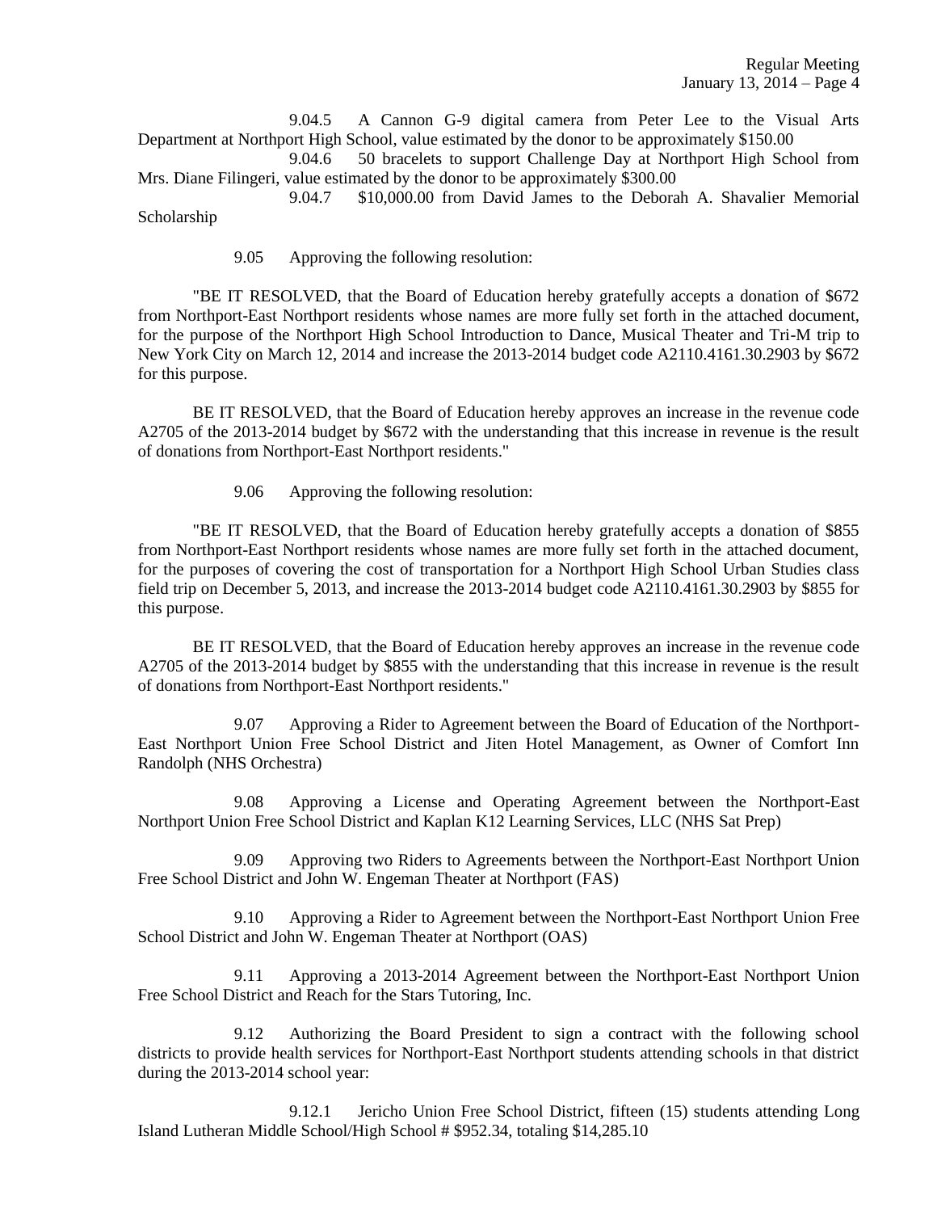9.04.5 A Cannon G-9 digital camera from Peter Lee to the Visual Arts Department at Northport High School, value estimated by the donor to be approximately $150.00

9.04.6 50 bracelets to support Challenge Day at Northport High School from Mrs. Diane Filingeri, value estimated by the donor to be approximately $300.00

9.04.7 $10,000.00 from David James to the Deborah A. Shavalier Memorial Scholarship

9.05 Approving the following resolution:

"BE IT RESOLVED, that the Board of Education hereby gratefully accepts a donation of $672 from Northport-East Northport residents whose names are more fully set forth in the attached document, for the purpose of the Northport High School Introduction to Dance, Musical Theater and Tri-M trip to New York City on March 12, 2014 and increase the 2013-2014 budget code A2110.4161.30.2903 by $672 for this purpose.

BE IT RESOLVED, that the Board of Education hereby approves an increase in the revenue code A2705 of the 2013-2014 budget by $672 with the understanding that this increase in revenue is the result of donations from Northport-East Northport residents."

9.06 Approving the following resolution:

"BE IT RESOLVED, that the Board of Education hereby gratefully accepts a donation of $855 from Northport-East Northport residents whose names are more fully set forth in the attached document, for the purposes of covering the cost of transportation for a Northport High School Urban Studies class field trip on December 5, 2013, and increase the 2013-2014 budget code A2110.4161.30.2903 by $855 for this purpose.

BE IT RESOLVED, that the Board of Education hereby approves an increase in the revenue code A2705 of the 2013-2014 budget by $855 with the understanding that this increase in revenue is the result of donations from Northport-East Northport residents."

9.07 Approving a Rider to Agreement between the Board of Education of the Northport-East Northport Union Free School District and Jiten Hotel Management, as Owner of Comfort Inn Randolph (NHS Orchestra)

9.08 Approving a License and Operating Agreement between the Northport-East Northport Union Free School District and Kaplan K12 Learning Services, LLC (NHS Sat Prep)

9.09 Approving two Riders to Agreements between the Northport-East Northport Union Free School District and John W. Engeman Theater at Northport (FAS)

9.10 Approving a Rider to Agreement between the Northport-East Northport Union Free School District and John W. Engeman Theater at Northport (OAS)

9.11 Approving a 2013-2014 Agreement between the Northport-East Northport Union Free School District and Reach for the Stars Tutoring, Inc.

9.12 Authorizing the Board President to sign a contract with the following school districts to provide health services for Northport-East Northport students attending schools in that district during the 2013-2014 school year:

9.12.1 Jericho Union Free School District, fifteen (15) students attending Long Island Lutheran Middle School/High School # $952.34, totaling $14,285.10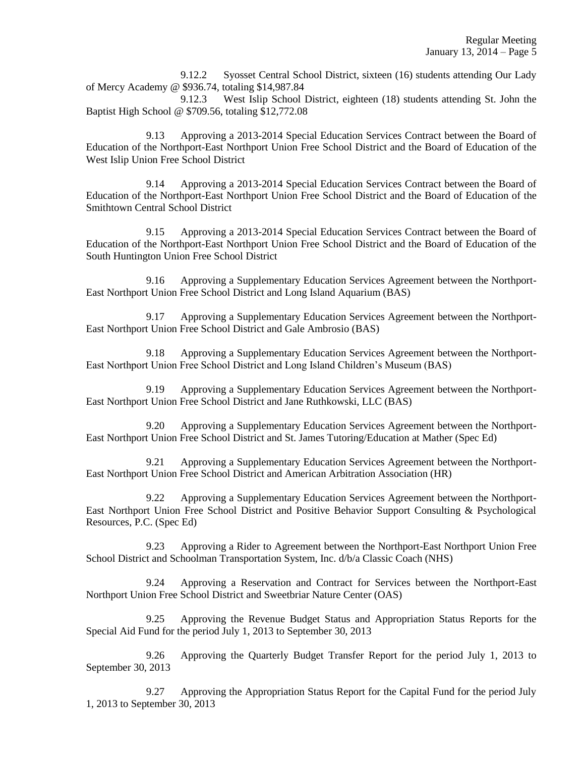9.12.2 Syosset Central School District, sixteen (16) students attending Our Lady of Mercy Academy @ $936.74, totaling $14,987.84

9.12.3 West Islip School District, eighteen (18) students attending St. John the Baptist High School @ $709.56, totaling $12,772.08

9.13 Approving a 2013-2014 Special Education Services Contract between the Board of Education of the Northport-East Northport Union Free School District and the Board of Education of the West Islip Union Free School District

9.14 Approving a 2013-2014 Special Education Services Contract between the Board of Education of the Northport-East Northport Union Free School District and the Board of Education of the Smithtown Central School District

9.15 Approving a 2013-2014 Special Education Services Contract between the Board of Education of the Northport-East Northport Union Free School District and the Board of Education of the South Huntington Union Free School District

9.16 Approving a Supplementary Education Services Agreement between the Northport-East Northport Union Free School District and Long Island Aquarium (BAS)

9.17 Approving a Supplementary Education Services Agreement between the Northport-East Northport Union Free School District and Gale Ambrosio (BAS)

9.18 Approving a Supplementary Education Services Agreement between the Northport-East Northport Union Free School District and Long Island Children's Museum (BAS)

9.19 Approving a Supplementary Education Services Agreement between the Northport-East Northport Union Free School District and Jane Ruthkowski, LLC (BAS)

9.20 Approving a Supplementary Education Services Agreement between the Northport-East Northport Union Free School District and St. James Tutoring/Education at Mather (Spec Ed)

9.21 Approving a Supplementary Education Services Agreement between the Northport-East Northport Union Free School District and American Arbitration Association (HR)

9.22 Approving a Supplementary Education Services Agreement between the Northport-East Northport Union Free School District and Positive Behavior Support Consulting & Psychological Resources, P.C. (Spec Ed)

9.23 Approving a Rider to Agreement between the Northport-East Northport Union Free School District and Schoolman Transportation System, Inc. d/b/a Classic Coach (NHS)

9.24 Approving a Reservation and Contract for Services between the Northport-East Northport Union Free School District and Sweetbriar Nature Center (OAS)

9.25 Approving the Revenue Budget Status and Appropriation Status Reports for the Special Aid Fund for the period July 1, 2013 to September 30, 2013

9.26 Approving the Quarterly Budget Transfer Report for the period July 1, 2013 to September 30, 2013

9.27 Approving the Appropriation Status Report for the Capital Fund for the period July 1, 2013 to September 30, 2013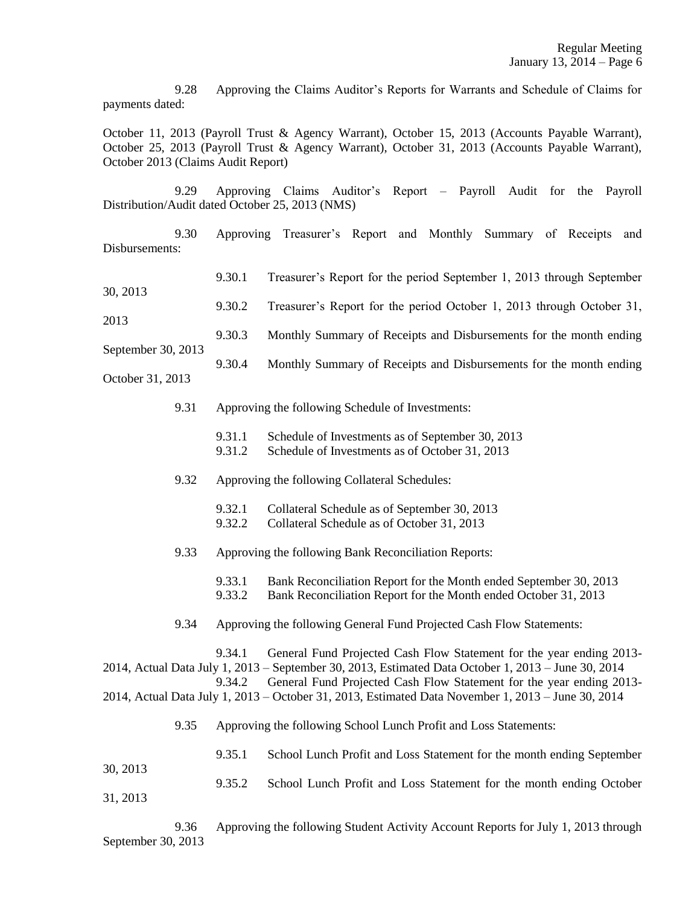9.28 Approving the Claims Auditor's Reports for Warrants and Schedule of Claims for payments dated:

October 11, 2013 (Payroll Trust & Agency Warrant), October 15, 2013 (Accounts Payable Warrant), October 25, 2013 (Payroll Trust & Agency Warrant), October 31, 2013 (Accounts Payable Warrant), October 2013 (Claims Audit Report)

9.29 Approving Claims Auditor's Report – Payroll Audit for the Payroll Distribution/Audit dated October 25, 2013 (NMS)

9.30 Approving Treasurer's Report and Monthly Summary of Receipts and Disbursements:

- 9.30.1 Treasurer's Report for the period September 1, 2013 through September 30, 2013
- 9.30.2 Treasurer's Report for the period October 1, 2013 through October 31, 2013
- 9.30.3 Monthly Summary of Receipts and Disbursements for the month ending September 30, 2013
- 9.30.4 Monthly Summary of Receipts and Disbursements for the month ending October 31, 2013

9.31 Approving the following Schedule of Investments:

- 9.31.1 Schedule of Investments as of September 30, 2013
- 9.31.2 Schedule of Investments as of October 31, 2013

9.32 Approving the following Collateral Schedules:

- 9.32.1 Collateral Schedule as of September 30, 2013
- 9.32.2 Collateral Schedule as of October 31, 2013

9.33 Approving the following Bank Reconciliation Reports:

- 9.33.1 Bank Reconciliation Report for the Month ended September 30, 2013
- 9.33.2 Bank Reconciliation Report for the Month ended October 31, 2013

9.34 Approving the following General Fund Projected Cash Flow Statements:

- 9.34.1 General Fund Projected Cash Flow Statement for the year ending 2013-2014, Actual Data July 1, 2013 – September 30, 2013, Estimated Data October 1, 2013 – June 30, 2014
- 9.34.2 General Fund Projected Cash Flow Statement for the year ending 2013-2014, Actual Data July 1, 2013 – October 31, 2013, Estimated Data November 1, 2013 – June 30, 2014

9.35 Approving the following School Lunch Profit and Loss Statements:

- 9.35.1 School Lunch Profit and Loss Statement for the month ending September 30, 2013
- 9.35.2 School Lunch Profit and Loss Statement for the month ending October 31, 2013

9.36 Approving the following Student Activity Account Reports for July 1, 2013 through September 30, 2013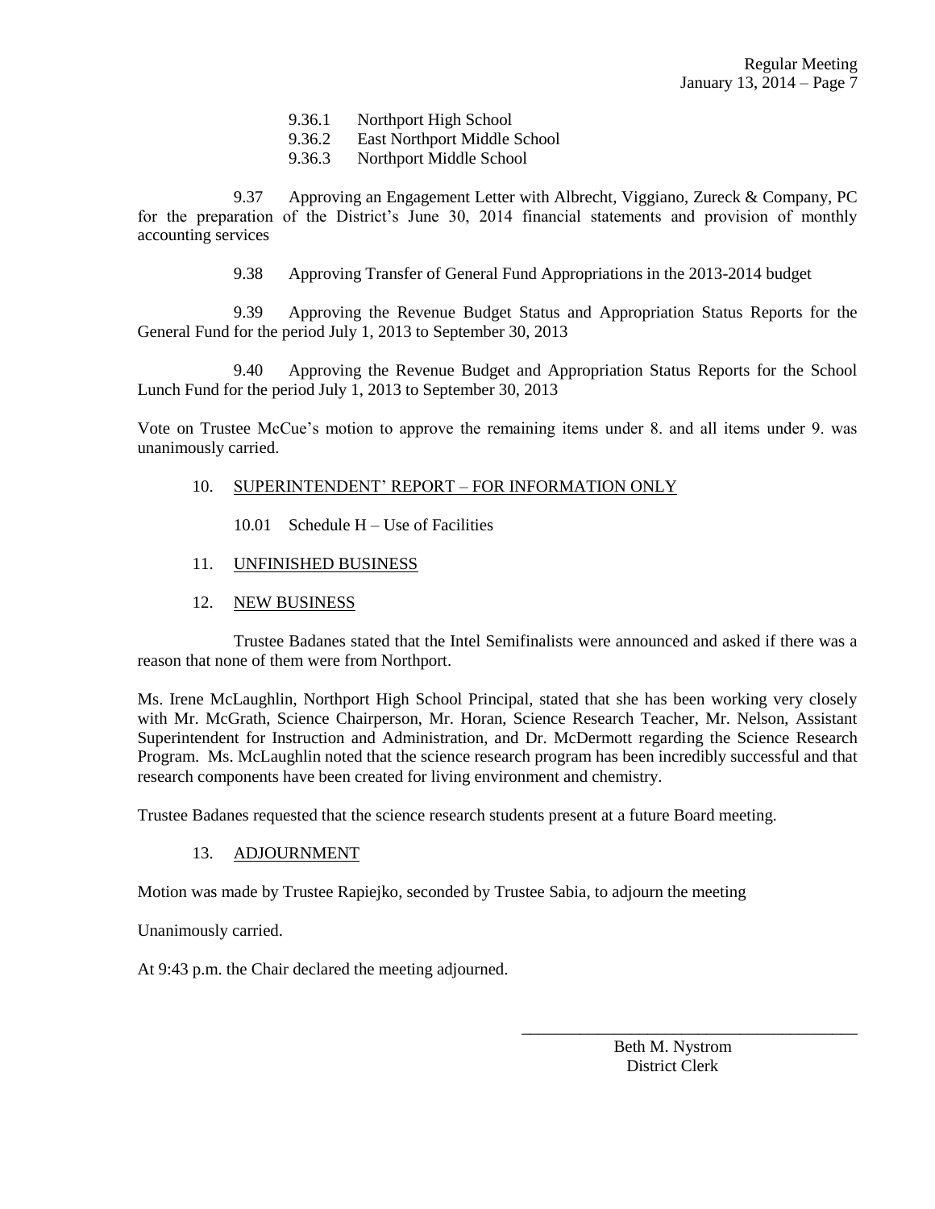9.36.1 Northport High School
9.36.2 East Northport Middle School
9.36.3 Northport Middle School

9.37 Approving an Engagement Letter with Albrecht, Viggiano, Zureck & Company, PC for the preparation of the District's June 30, 2014 financial statements and provision of monthly accounting services

9.38 Approving Transfer of General Fund Appropriations in the 2013-2014 budget

9.39 Approving the Revenue Budget Status and Appropriation Status Reports for the General Fund for the period July 1, 2013 to September 30, 2013

9.40 Approving the Revenue Budget and Appropriation Status Reports for the School Lunch Fund for the period July 1, 2013 to September 30, 2013

Vote on Trustee McCue's motion to approve the remaining items under 8. and all items under 9. was unanimously carried.

10. SUPERINTENDENT' REPORT – FOR INFORMATION ONLY

10.01 Schedule H – Use of Facilities

11. UNFINISHED BUSINESS

12. NEW BUSINESS

Trustee Badanes stated that the Intel Semifinalists were announced and asked if there was a reason that none of them were from Northport.

Ms. Irene McLaughlin, Northport High School Principal, stated that she has been working very closely with Mr. McGrath, Science Chairperson, Mr. Horan, Science Research Teacher, Mr. Nelson, Assistant Superintendent for Instruction and Administration, and Dr. McDermott regarding the Science Research Program. Ms. McLaughlin noted that the science research program has been incredibly successful and that research components have been created for living environment and chemistry.

Trustee Badanes requested that the science research students present at a future Board meeting.

13. ADJOURNMENT

Motion was made by Trustee Rapiejko, seconded by Trustee Sabia, to adjourn the meeting

Unanimously carried.

At 9:43 p.m. the Chair declared the meeting adjourned.

\_\_\_\_\_\_\_\_\_\_\_\_\_\_\_\_\_\_\_\_\_\_\_\_\_\_\_\_\_\_\_\_\_\_\_\_\_\_\_\_

Beth M. Nystrom
District Clerk